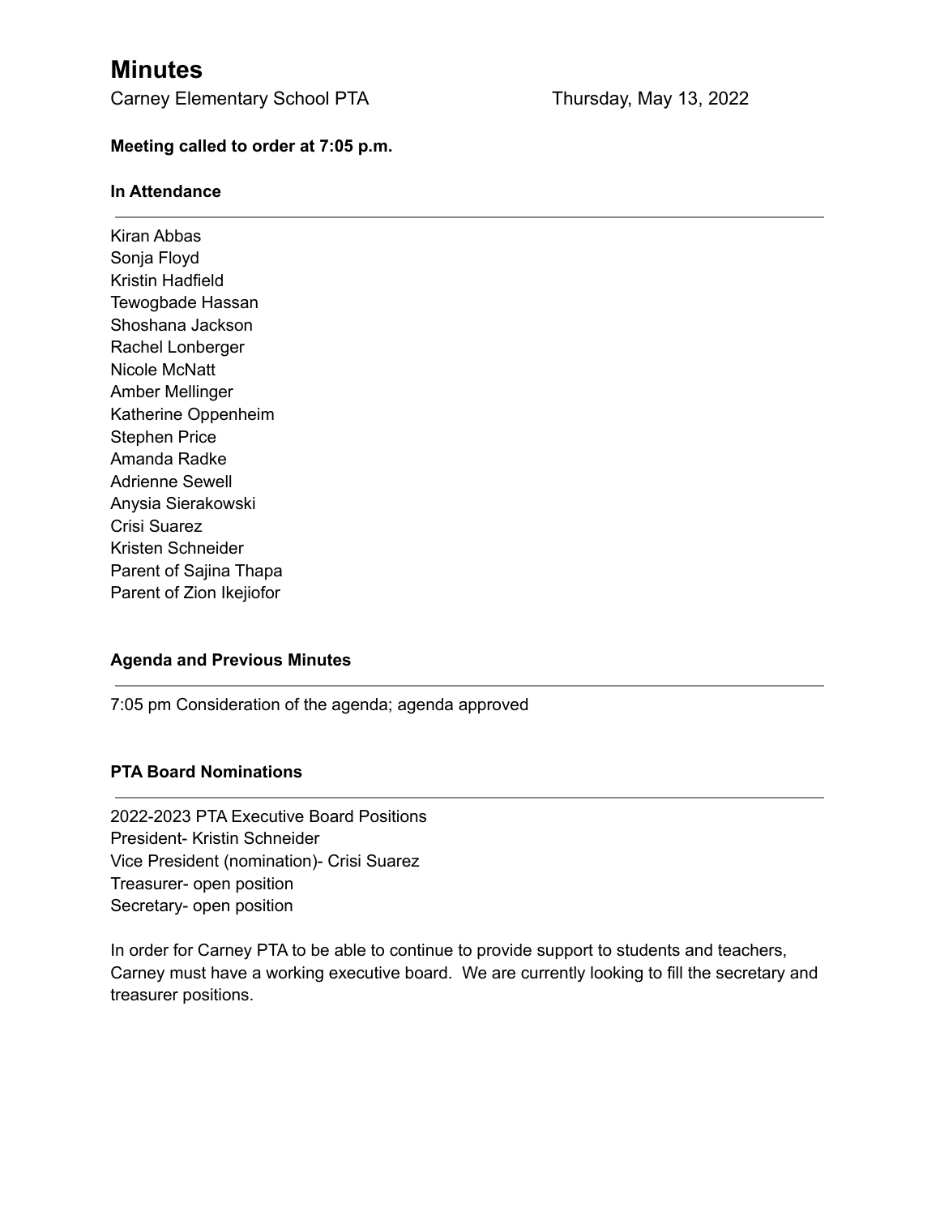# Minutes

Carney Elementary School PTA Thursday, May 13, 2022

**Meeting called to order at 7:05 p.m.**

**In Attendance**

---

Kiran Abbas
Sonja Floyd
Kristin Hadfield
Tewogbade Hassan
Shoshana Jackson
Rachel Lonberger
Nicole McNatt
Amber Mellinger
Katherine Oppenheim
Stephen Price
Amanda Radke
Adrienne Sewell
Anysia Sierakowski
Crisi Suarez
Kristen Schneider
Parent of Sajina Thapa
Parent of Zion Ikejiofor

**Agenda and Previous Minutes**

---

7:05 pm Consideration of the agenda; agenda approved

**PTA Board Nominations**

---

2022-2023 PTA Executive Board Positions
President- Kristin Schneider
Vice President (nomination)- Crisi Suarez
Treasurer- open position
Secretary- open position

In order for Carney PTA to be able to continue to provide support to students and teachers, Carney must have a working executive board. We are currently looking to fill the secretary and treasurer positions.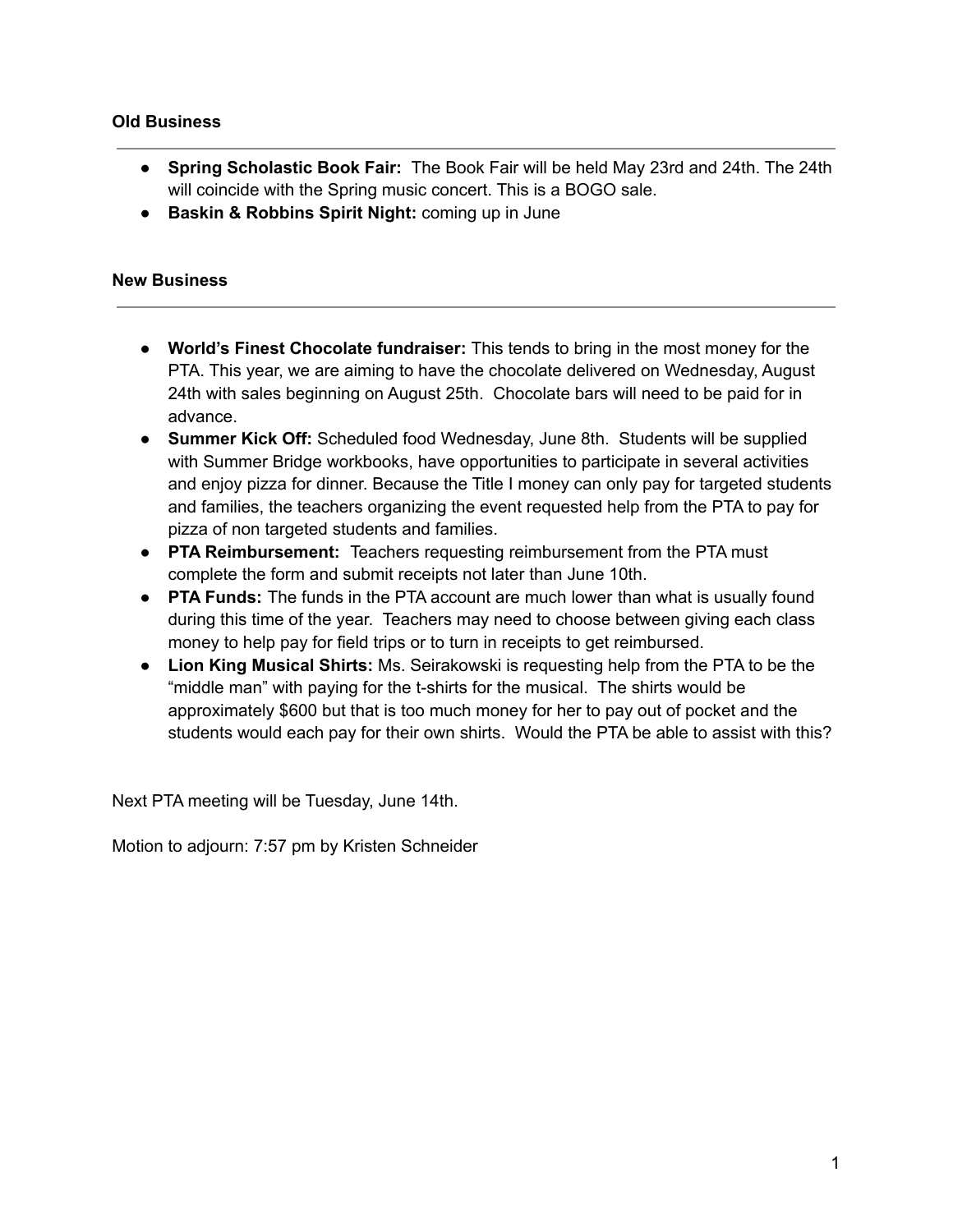### Old Business

---

- **Spring Scholastic Book Fair:** The Book Fair will be held May 23rd and 24th. The 24th will coincide with the Spring music concert. This is a BOGO sale.
- **Baskin & Robbins Spirit Night:** coming up in June

### New Business

---

- **World's Finest Chocolate fundraiser:** This tends to bring in the most money for the PTA. This year, we are aiming to have the chocolate delivered on Wednesday, August 24th with sales beginning on August 25th. Chocolate bars will need to be paid for in advance.
- **Summer Kick Off:** Scheduled food Wednesday, June 8th. Students will be supplied with Summer Bridge workbooks, have opportunities to participate in several activities and enjoy pizza for dinner. Because the Title I money can only pay for targeted students and families, the teachers organizing the event requested help from the PTA to pay for pizza of non targeted students and families.
- **PTA Reimbursement:** Teachers requesting reimbursement from the PTA must complete the form and submit receipts not later than June 10th.
- **PTA Funds:** The funds in the PTA account are much lower than what is usually found during this time of the year. Teachers may need to choose between giving each class money to help pay for field trips or to turn in receipts to get reimbursed.
- **Lion King Musical Shirts:** Ms. Seirakowski is requesting help from the PTA to be the "middle man" with paying for the t-shirts for the musical. The shirts would be approximately $600 but that is too much money for her to pay out of pocket and the students would each pay for their own shirts. Would the PTA be able to assist with this?

Next PTA meeting will be Tuesday, June 14th.

Motion to adjourn: 7:57 pm by Kristen Schneider